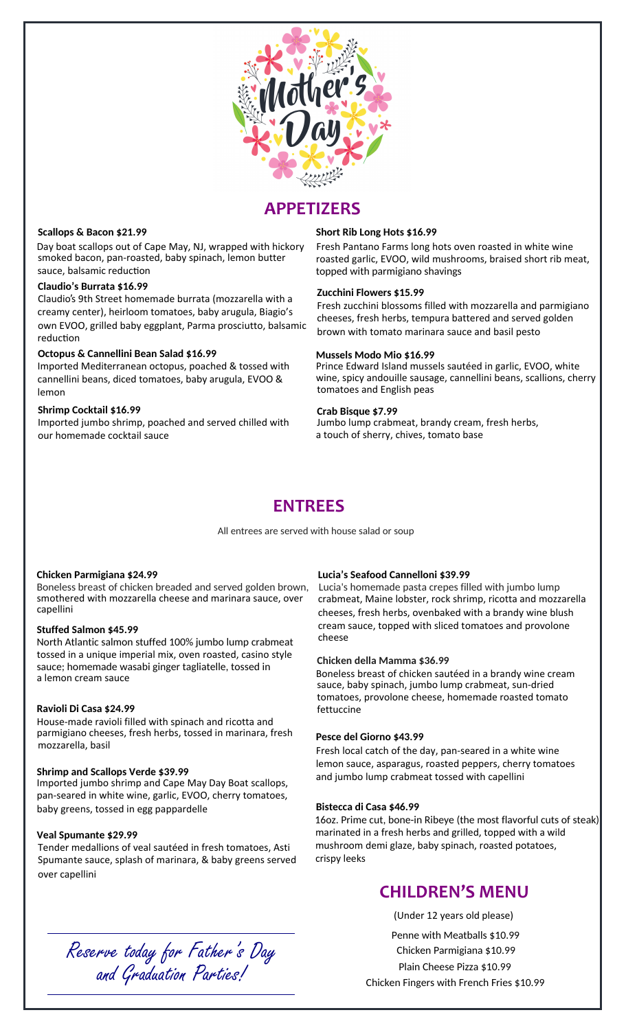# Mother's Day

## APPETIZERS

**Scallops & Bacon $21.99**
Day boat scallops out of Cape May, NJ, wrapped with hickory smoked bacon, pan-roasted, baby spinach, lemon butter sauce, balsamic reduction

**Claudio's Burrata $16.99**
Claudio's 9th Street homemade burrata (mozzarella with a creamy center), heirloom tomatoes, baby arugula, Biagio's own EVOO, grilled baby eggplant, Parma prosciutto, balsamic reduction

**Octopus & Cannellini Bean Salad $16.99**
Imported Mediterranean octopus, poached & tossed with cannellini beans, diced tomatoes, baby arugula, EVOO & lemon

**Shrimp Cocktail $16.99**
Imported jumbo shrimp, poached and served chilled with our homemade cocktail sauce

**Short Rib Long Hots $16.99**
Fresh Pantano Farms long hots oven roasted in white wine roasted garlic, EVOO, wild mushrooms, braised short rib meat, topped with parmigiano shavings

**Zucchini Flowers $15.99**
Fresh zucchini blossoms filled with mozzarella and parmigiano cheeses, fresh herbs, tempura battered and served golden brown with tomato marinara sauce and basil pesto

**Mussels Modo Mio $16.99**
Prince Edward Island mussels sautéed in garlic, EVOO, white wine, spicy andouille sausage, cannellini beans, scallions, cherry tomatoes and English peas

**Crab Bisque $7.99**
Jumbo lump crabmeat, brandy cream, fresh herbs, a touch of sherry, chives, tomato base

## ENTREES

All entrees are served with house salad or soup

**Chicken Parmigiana $24.99**
Boneless breast of chicken breaded and served golden brown, smothered with mozzarella cheese and marinara sauce, over capellini

**Stuffed Salmon $45.99**
North Atlantic salmon stuffed 100% jumbo lump crabmeat tossed in a unique imperial mix, oven roasted, casino style sauce; homemade wasabi ginger tagliatelle, tossed in a lemon cream sauce

**Ravioli Di Casa $24.99**
House-made ravioli filled with spinach and ricotta and parmigiano cheeses, fresh herbs, tossed in marinara, fresh mozzarella, basil

**Shrimp and Scallops Verde $39.99**
Imported jumbo shrimp and Cape May Day Boat scallops, pan-seared in white wine, garlic, EVOO, cherry tomatoes, baby greens, tossed in egg pappardelle

**Veal Spumante $29.99**
Tender medallions of veal sautéed in fresh tomatoes, Asti Spumante sauce, splash of marinara, & baby greens served over capellini

**Lucia's Seafood Cannelloni $39.99**
Lucia's homemade pasta crepes filled with jumbo lump crabmeat, Maine lobster, rock shrimp, ricotta and mozzarella cheeses, fresh herbs, ovenbaked with a brandy wine blush cream sauce, topped with sliced tomatoes and provolone cheese

**Chicken della Mamma $36.99**
Boneless breast of chicken sautéed in a brandy wine cream sauce, baby spinach, jumbo lump crabmeat, sun-dried tomatoes, provolone cheese, homemade roasted tomato fettuccine

**Pesce del Giorno $43.99**
Fresh local catch of the day, pan-seared in a white wine lemon sauce, asparagus, roasted peppers, cherry tomatoes and jumbo lump crabmeat tossed with capellini

**Bistecca di Casa $46.99**
16oz. Prime cut, bone-in Ribeye (the most flavorful cuts of steak) marinated in a fresh herbs and grilled, topped with a wild mushroom demi glaze, baby spinach, roasted potatoes, crispy leeks

*Reserve today for Father's Day and Graduation Parties!*

## CHILDREN'S MENU

(Under 12 years old please)

Penne with Meatballs $10.99

Chicken Parmigiana $10.99

Plain Cheese Pizza $10.99

Chicken Fingers with French Fries $10.99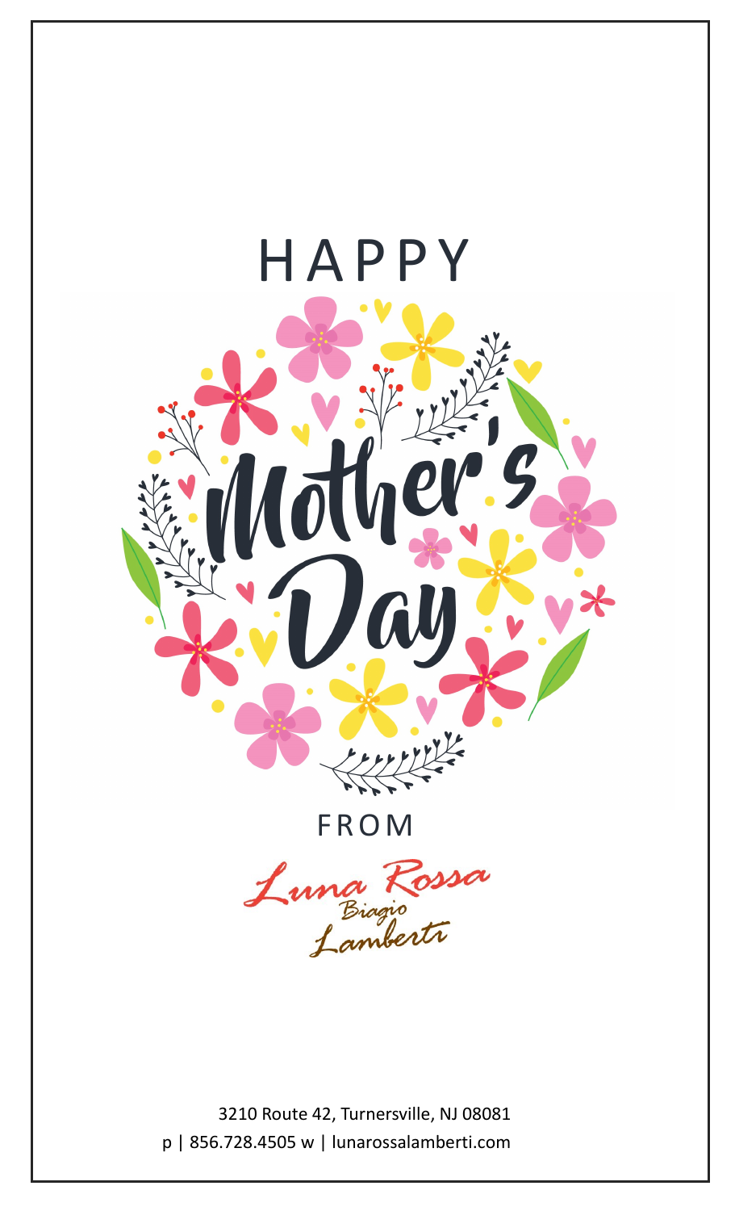# HAPPY

# Mother's Day

FROM

Luna Rossa
Biagio
Lamberti

3210 Route 42, Turnersville, NJ 08081
p | 856.728.4505 w | lunarossalamberti.com